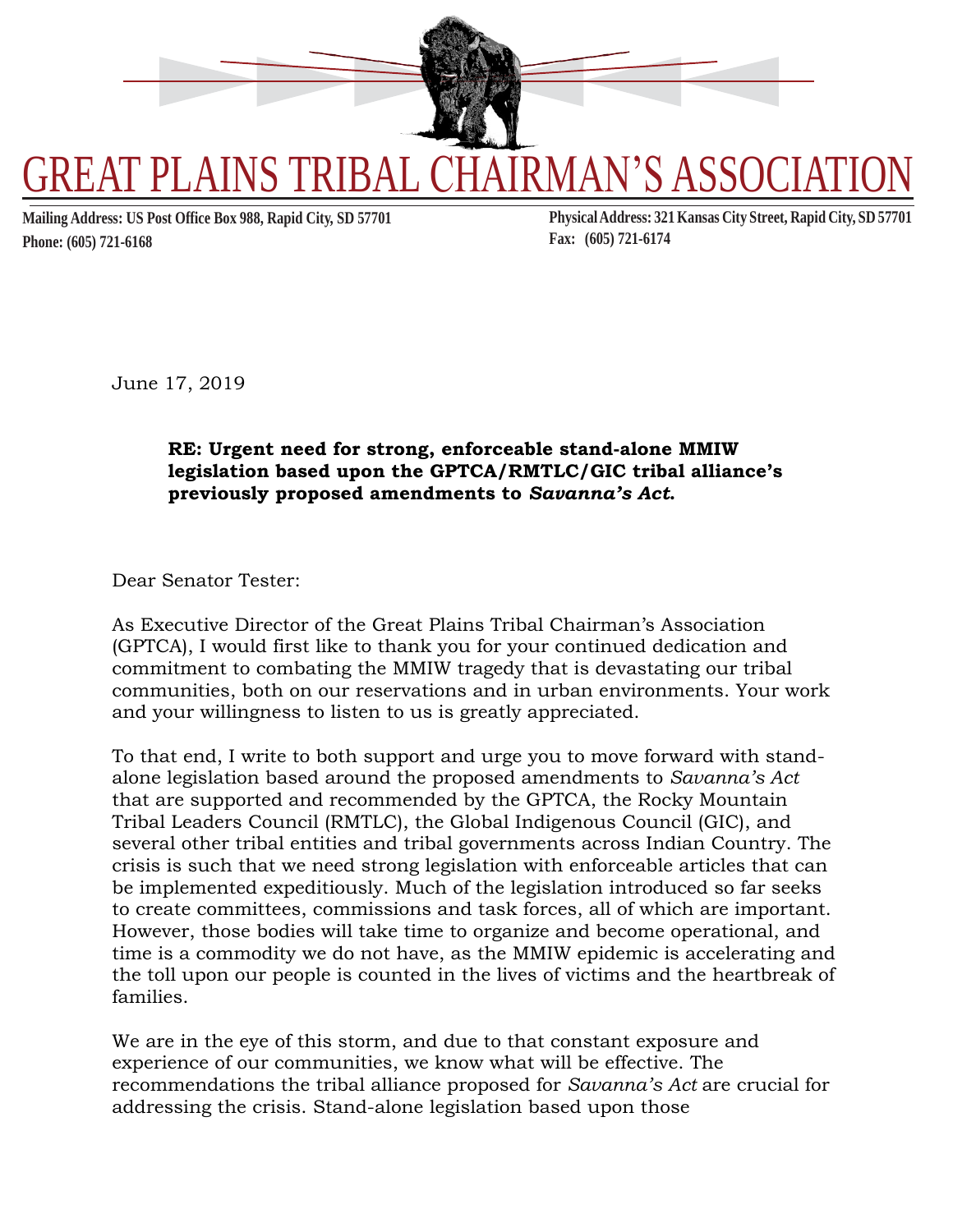# GREAT PLAINS TRIBAL CHAIRMAN'S ASSOCIATION

**Mailing Address: US Post Office Box 988, Rapid City, SD 57701**
**Phone: (605) 721-6168**

**Physical Address: 321 Kansas City Street, Rapid City, SD 57701**
**Fax: (605) 721-6174**

June 17, 2019

**RE: Urgent need for strong, enforceable stand-alone MMIW legislation based upon the GPTCA/RMTLC/GIC tribal alliance's previously proposed amendments to *Savanna's Act*.**

Dear Senator Tester:

As Executive Director of the Great Plains Tribal Chairman's Association (GPTCA), I would first like to thank you for your continued dedication and commitment to combating the MMIW tragedy that is devastating our tribal communities, both on our reservations and in urban environments. Your work and your willingness to listen to us is greatly appreciated.

To that end, I write to both support and urge you to move forward with stand-alone legislation based around the proposed amendments to *Savanna's Act* that are supported and recommended by the GPTCA, the Rocky Mountain Tribal Leaders Council (RMTLC), the Global Indigenous Council (GIC), and several other tribal entities and tribal governments across Indian Country. The crisis is such that we need strong legislation with enforceable articles that can be implemented expeditiously. Much of the legislation introduced so far seeks to create committees, commissions and task forces, all of which are important. However, those bodies will take time to organize and become operational, and time is a commodity we do not have, as the MMIW epidemic is accelerating and the toll upon our people is counted in the lives of victims and the heartbreak of families.

We are in the eye of this storm, and due to that constant exposure and experience of our communities, we know what will be effective. The recommendations the tribal alliance proposed for *Savanna's Act* are crucial for addressing the crisis. Stand-alone legislation based upon those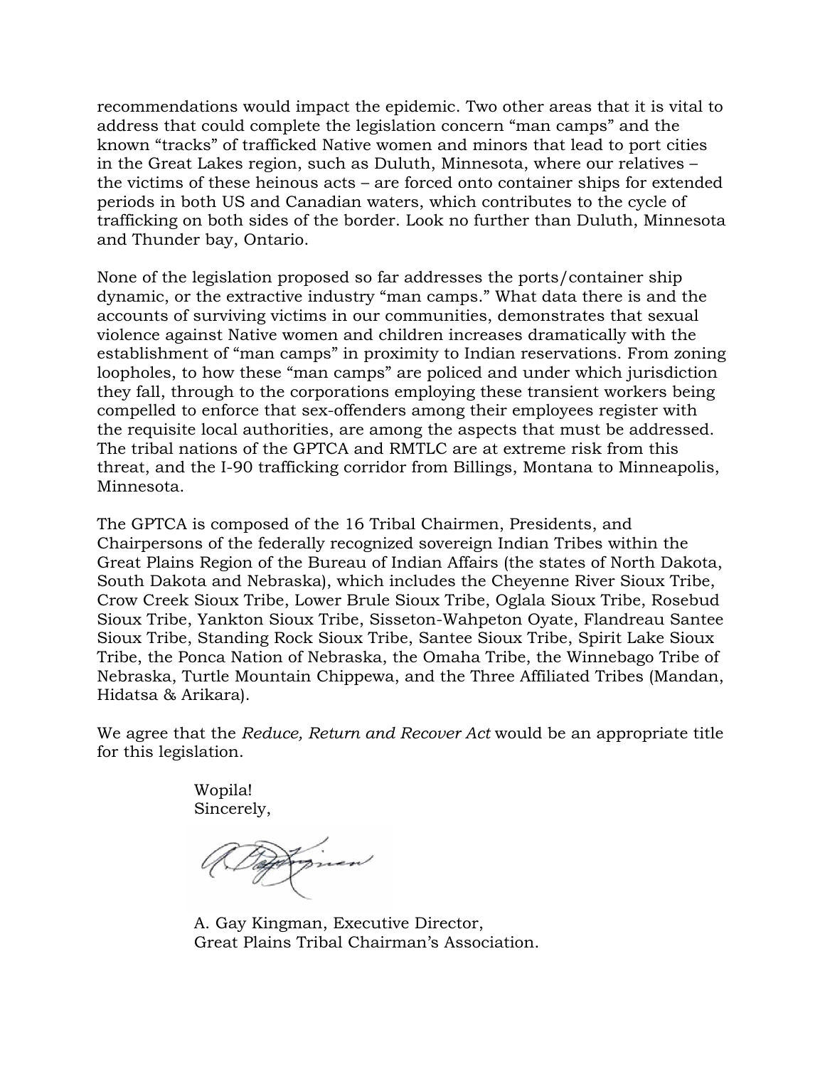recommendations would impact the epidemic. Two other areas that it is vital to address that could complete the legislation concern "man camps" and the known "tracks" of trafficked Native women and minors that lead to port cities in the Great Lakes region, such as Duluth, Minnesota, where our relatives – the victims of these heinous acts – are forced onto container ships for extended periods in both US and Canadian waters, which contributes to the cycle of trafficking on both sides of the border. Look no further than Duluth, Minnesota and Thunder bay, Ontario.

None of the legislation proposed so far addresses the ports/container ship dynamic, or the extractive industry "man camps." What data there is and the accounts of surviving victims in our communities, demonstrates that sexual violence against Native women and children increases dramatically with the establishment of "man camps" in proximity to Indian reservations. From zoning loopholes, to how these "man camps" are policed and under which jurisdiction they fall, through to the corporations employing these transient workers being compelled to enforce that sex-offenders among their employees register with the requisite local authorities, are among the aspects that must be addressed. The tribal nations of the GPTCA and RMTLC are at extreme risk from this threat, and the I-90 trafficking corridor from Billings, Montana to Minneapolis, Minnesota.

The GPTCA is composed of the 16 Tribal Chairmen, Presidents, and Chairpersons of the federally recognized sovereign Indian Tribes within the Great Plains Region of the Bureau of Indian Affairs (the states of North Dakota, South Dakota and Nebraska), which includes the Cheyenne River Sioux Tribe, Crow Creek Sioux Tribe, Lower Brule Sioux Tribe, Oglala Sioux Tribe, Rosebud Sioux Tribe, Yankton Sioux Tribe, Sisseton-Wahpeton Oyate, Flandreau Santee Sioux Tribe, Standing Rock Sioux Tribe, Santee Sioux Tribe, Spirit Lake Sioux Tribe, the Ponca Nation of Nebraska, the Omaha Tribe, the Winnebago Tribe of Nebraska, Turtle Mountain Chippewa, and the Three Affiliated Tribes (Mandan, Hidatsa & Arikara).

We agree that the *Reduce, Return and Recover Act* would be an appropriate title for this legislation.

Wopila!
Sincerely,

A. Gay Kingman, Executive Director,
Great Plains Tribal Chairman's Association.